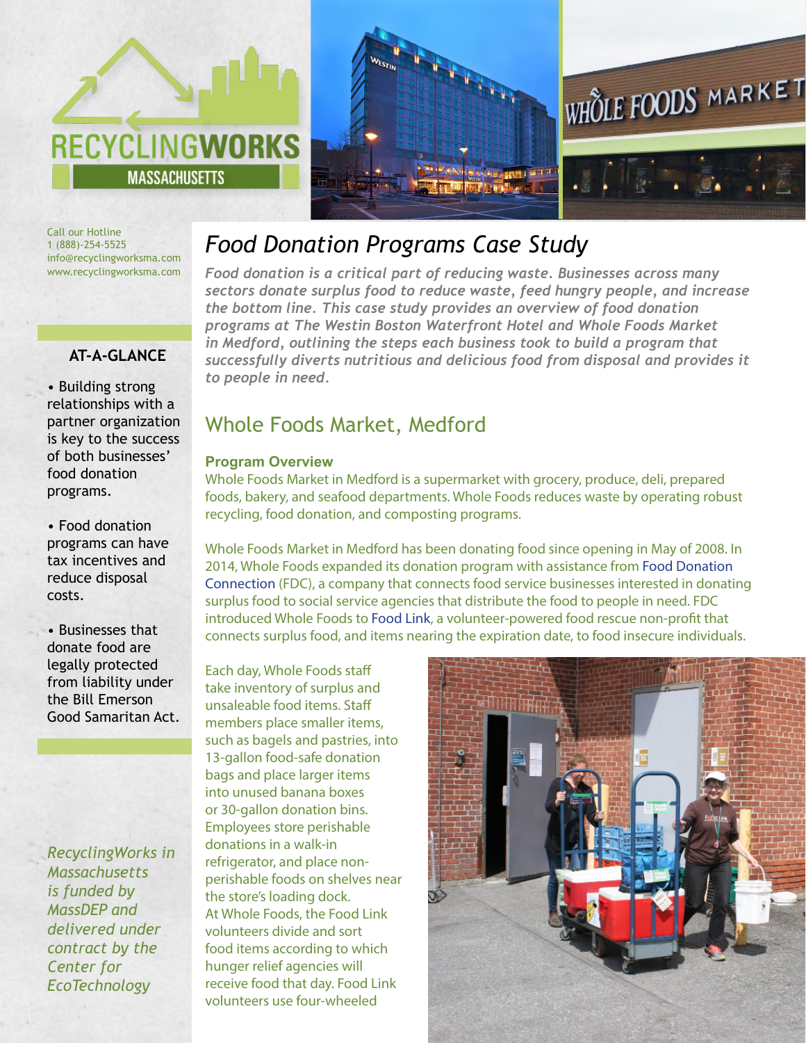RECYCLINGWORKS MASSACHUSETTS

Call our Hotline
1 (888)-254-5525
info@recyclingworksma.com
www.recyclingworksma.com

### AT-A-GLANCE

- Building strong relationships with a partner organization is key to the success of both businesses' food donation programs.
- Food donation programs can have tax incentives and reduce disposal costs.
- Businesses that donate food are legally protected from liability under the Bill Emerson Good Samaritan Act.

*RecyclingWorks in Massachusetts is funded by MassDEP and delivered under contract by the Center for EcoTechnology*

# *Food Donation Programs Case Study*

***Food donation is a critical part of reducing waste. Businesses across many sectors donate surplus food to reduce waste, feed hungry people, and increase the bottom line. This case study provides an overview of food donation programs at The Westin Boston Waterfront Hotel and Whole Foods Market in Medford, outlining the steps each business took to build a program that successfully diverts nutritious and delicious food from disposal and provides it to people in need.***

## Whole Foods Market, Medford

### Program Overview

Whole Foods Market in Medford is a supermarket with grocery, produce, deli, prepared foods, bakery, and seafood departments. Whole Foods reduces waste by operating robust recycling, food donation, and composting programs.

Whole Foods Market in Medford has been donating food since opening in May of 2008. In 2014, Whole Foods expanded its donation program with assistance from Food Donation Connection (FDC), a company that connects food service businesses interested in donating surplus food to social service agencies that distribute the food to people in need. FDC introduced Whole Foods to Food Link, a volunteer-powered food rescue non-profit that connects surplus food, and items nearing the expiration date, to food insecure individuals.

Each day, Whole Foods staff take inventory of surplus and unsaleable food items. Staff members place smaller items, such as bagels and pastries, into 13-gallon food-safe donation bags and place larger items into unused banana boxes or 30-gallon donation bins. Employees store perishable donations in a walk-in refrigerator, and place non-perishable foods on shelves near the store's loading dock. At Whole Foods, the Food Link volunteers divide and sort food items according to which hunger relief agencies will receive food that day. Food Link volunteers use four-wheeled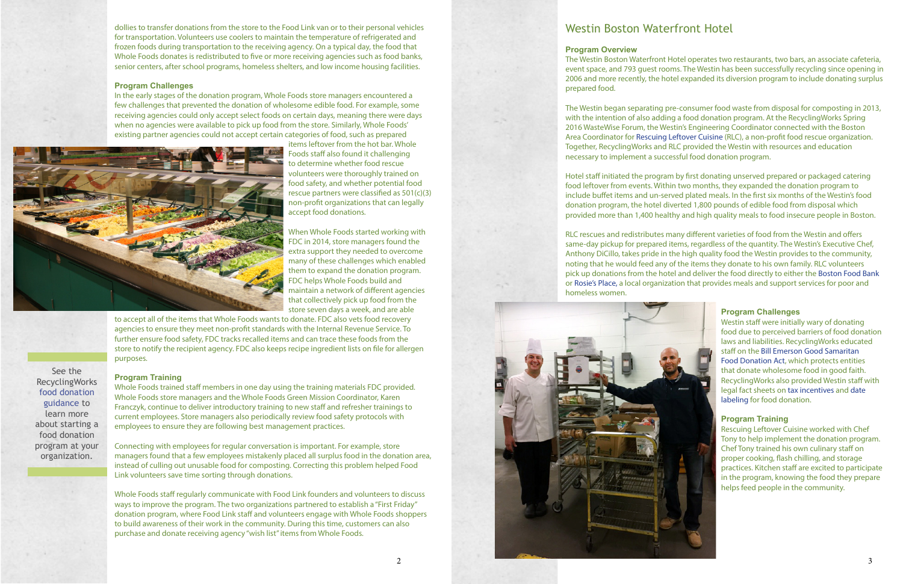dollies to transfer donations from the store to the Food Link van or to their personal vehicles for transportation. Volunteers use coolers to maintain the temperature of refrigerated and frozen foods during transportation to the receiving agency. On a typical day, the food that Whole Foods donates is redistributed to five or more receiving agencies such as food banks, senior centers, after school programs, homeless shelters, and low income housing facilities.

### Program Challenges

In the early stages of the donation program, Whole Foods store managers encountered a few challenges that prevented the donation of wholesome edible food. For example, some receiving agencies could only accept select foods on certain days, meaning there were days when no agencies were available to pick up food from the store. Similarly, Whole Foods' existing partner agencies could not accept certain categories of food, such as prepared items leftover from the hot bar. Whole Foods staff also found it challenging to determine whether food rescue volunteers were thoroughly trained on food safety, and whether potential food rescue partners were classified as 501(c)(3) non-profit organizations that can legally accept food donations.

When Whole Foods started working with FDC in 2014, store managers found the extra support they needed to overcome many of these challenges which enabled them to expand the donation program. FDC helps Whole Foods build and maintain a network of different agencies that collectively pick up food from the store seven days a week, and are able to accept all of the items that Whole Foods wants to donate. FDC also vets food recovery agencies to ensure they meet non-profit standards with the Internal Revenue Service. To further ensure food safety, FDC tracks recalled items and can trace these foods from the store to notify the recipient agency. FDC also keeps recipe ingredient lists on file for allergen purposes.

### Program Training

Whole Foods trained staff members in one day using the training materials FDC provided. Whole Foods store managers and the Whole Foods Green Mission Coordinator, Karen Franczyk, continue to deliver introductory training to new staff and refresher trainings to current employees. Store managers also periodically review food safety protocols with employees to ensure they are following best management practices.

Connecting with employees for regular conversation is important. For example, store managers found that a few employees mistakenly placed all surplus food in the donation area, instead of culling out unusable food for composting. Correcting this problem helped Food Link volunteers save time sorting through donations.

Whole Foods staff regularly communicate with Food Link founders and volunteers to discuss ways to improve the program. The two organizations partnered to establish a "First Friday" donation program, where Food Link staff and volunteers engage with Whole Foods shoppers to build awareness of their work in the community. During this time, customers can also purchase and donate receiving agency "wish list" items from Whole Foods.

See the RecyclingWorks food donation guidance to learn more about starting a food donation program at your organization.

## Westin Boston Waterfront Hotel

### Program Overview

The Westin Boston Waterfront Hotel operates two restaurants, two bars, an associate cafeteria, event space, and 793 guest rooms. The Westin has been successfully recycling since opening in 2006 and more recently, the hotel expanded its diversion program to include donating surplus prepared food.

The Westin began separating pre-consumer food waste from disposal for composting in 2013, with the intention of also adding a food donation program. At the RecyclingWorks Spring 2016 WasteWise Forum, the Westin's Engineering Coordinator connected with the Boston Area Coordinator for Rescuing Leftover Cuisine (RLC), a non-profit food rescue organization. Together, RecyclingWorks and RLC provided the Westin with resources and education necessary to implement a successful food donation program.

Hotel staff initiated the program by first donating unserved prepared or packaged catering food leftover from events. Within two months, they expanded the donation program to include buffet items and un-served plated meals. In the first six months of the Westin's food donation program, the hotel diverted 1,800 pounds of edible food from disposal which provided more than 1,400 healthy and high quality meals to food insecure people in Boston.

RLC rescues and redistributes many different varieties of food from the Westin and offers same-day pickup for prepared items, regardless of the quantity. The Westin's Executive Chef, Anthony DiCillo, takes pride in the high quality food the Westin provides to the community, noting that he would feed any of the items they donate to his own family. RLC volunteers pick up donations from the hotel and deliver the food directly to either the Boston Food Bank or Rosie's Place, a local organization that provides meals and support services for poor and homeless women.

### Program Challenges

Westin staff were initially wary of donating food due to perceived barriers of food donation laws and liabilities. RecyclingWorks educated staff on the Bill Emerson Good Samaritan Food Donation Act, which protects entities that donate wholesome food in good faith. RecyclingWorks also provided Westin staff with legal fact sheets on tax incentives and date labeling for food donation.

### Program Training

Rescuing Leftover Cuisine worked with Chef Tony to help implement the donation program. Chef Tony trained his own culinary staff on proper cooking, flash chilling, and storage practices. Kitchen staff are excited to participate in the program, knowing the food they prepare helps feed people in the community.